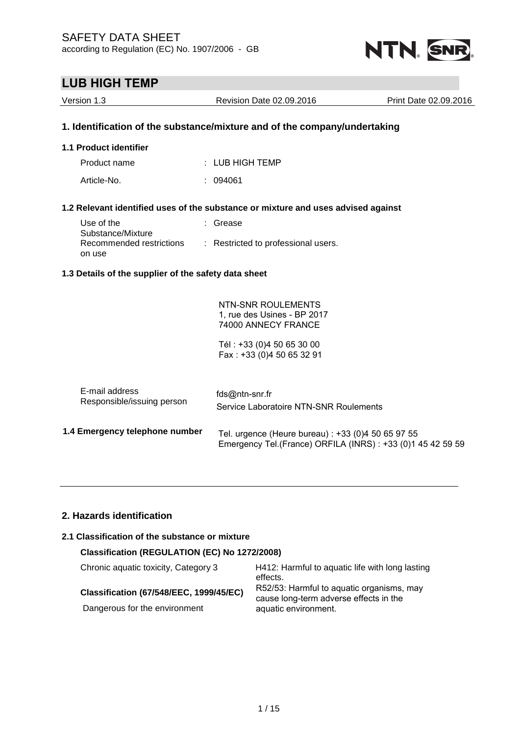SAFETY DATA SHEET
according to Regulation (EC) No. 1907/2006 - GB

# LUB HIGH TEMP

Version 1.3 | Revision Date 02.09.2016 | Print Date 02.09.2016

## 1. Identification of the substance/mixture and of the company/undertaking

### 1.1 Product identifier

Product name : LUB HIGH TEMP

Article-No. : 094061

### 1.2 Relevant identified uses of the substance or mixture and uses advised against

Use of the Substance/Mixture : Grease

Recommended restrictions on use : Restricted to professional users.

### 1.3 Details of the supplier of the safety data sheet

NTN-SNR ROULEMENTS
1, rue des Usines - BP 2017
74000 ANNECY FRANCE

Tél : +33 (0)4 50 65 30 00
Fax : +33 (0)4 50 65 32 91

E-mail address : fds@ntn-snr.fr

Responsible/issuing person : Service Laboratoire NTN-SNR Roulements

### 1.4 Emergency telephone number

Tel. urgence (Heure bureau) : +33 (0)4 50 65 97 55
Emergency Tel.(France) ORFILA (INRS) : +33 (0)1 45 42 59 59

## 2. Hazards identification

### 2.1 Classification of the substance or mixture

**Classification (REGULATION (EC) No 1272/2008)**

Chronic aquatic toxicity, Category 3 : H412: Harmful to aquatic life with long lasting effects.

**Classification (67/548/EEC, 1999/45/EC)**

Dangerous for the environment : R52/53: Harmful to aquatic organisms, may cause long-term adverse effects in the aquatic environment.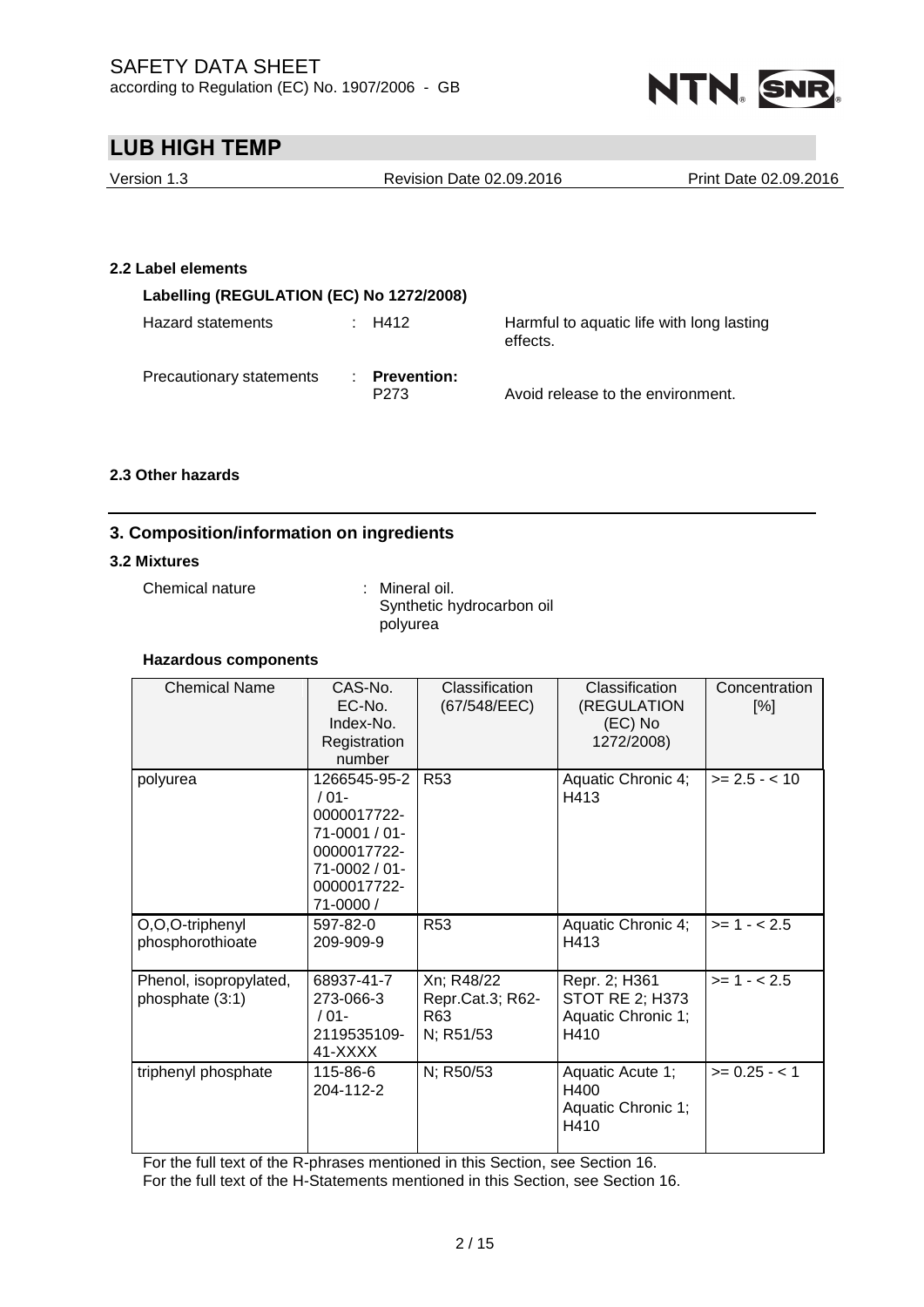### 2.2 Label elements

**Labelling (REGULATION (EC) No 1272/2008)**

| | | |
|---|---|---|
| Hazard statements | : H412 | Harmful to aquatic life with long lasting effects. |
| Precautionary statements | : **Prevention:** P273 | Avoid release to the environment. |

### 2.3 Other hazards

## 3. Composition/information on ingredients

### 3.2 Mixtures

Chemical nature : Mineral oil.
Synthetic hydrocarbon oil
polyurea

**Hazardous components**

| Chemical Name | CAS-No. EC-No. Index-No. Registration number | Classification (67/548/EEC) | Classification (REGULATION (EC) No 1272/2008) | Concentration [%] |
|---|---|---|---|---|
| polyurea | 1266545-95-2 / 01-0000017722-71-0001 / 01-0000017722-71-0002 / 01-0000017722-71-0000 / | R53 | Aquatic Chronic 4; H413 | >= 2.5 - < 10 |
| O,O,O-triphenyl phosphorothioate | 597-82-0 209-909-9 | R53 | Aquatic Chronic 4; H413 | >= 1 - < 2.5 |
| Phenol, isopropylated, phosphate (3:1) | 68937-41-7 273-066-3 / 01-2119535109-41-XXXX | Xn; R48/22 Repr.Cat.3; R62-R63 N; R51/53 | Repr. 2; H361 STOT RE 2; H373 Aquatic Chronic 1; H410 | >= 1 - < 2.5 |
| triphenyl phosphate | 115-86-6 204-112-2 | N; R50/53 | Aquatic Acute 1; H400 Aquatic Chronic 1; H410 | >= 0.25 - < 1 |

For the full text of the R-phrases mentioned in this Section, see Section 16.
For the full text of the H-Statements mentioned in this Section, see Section 16.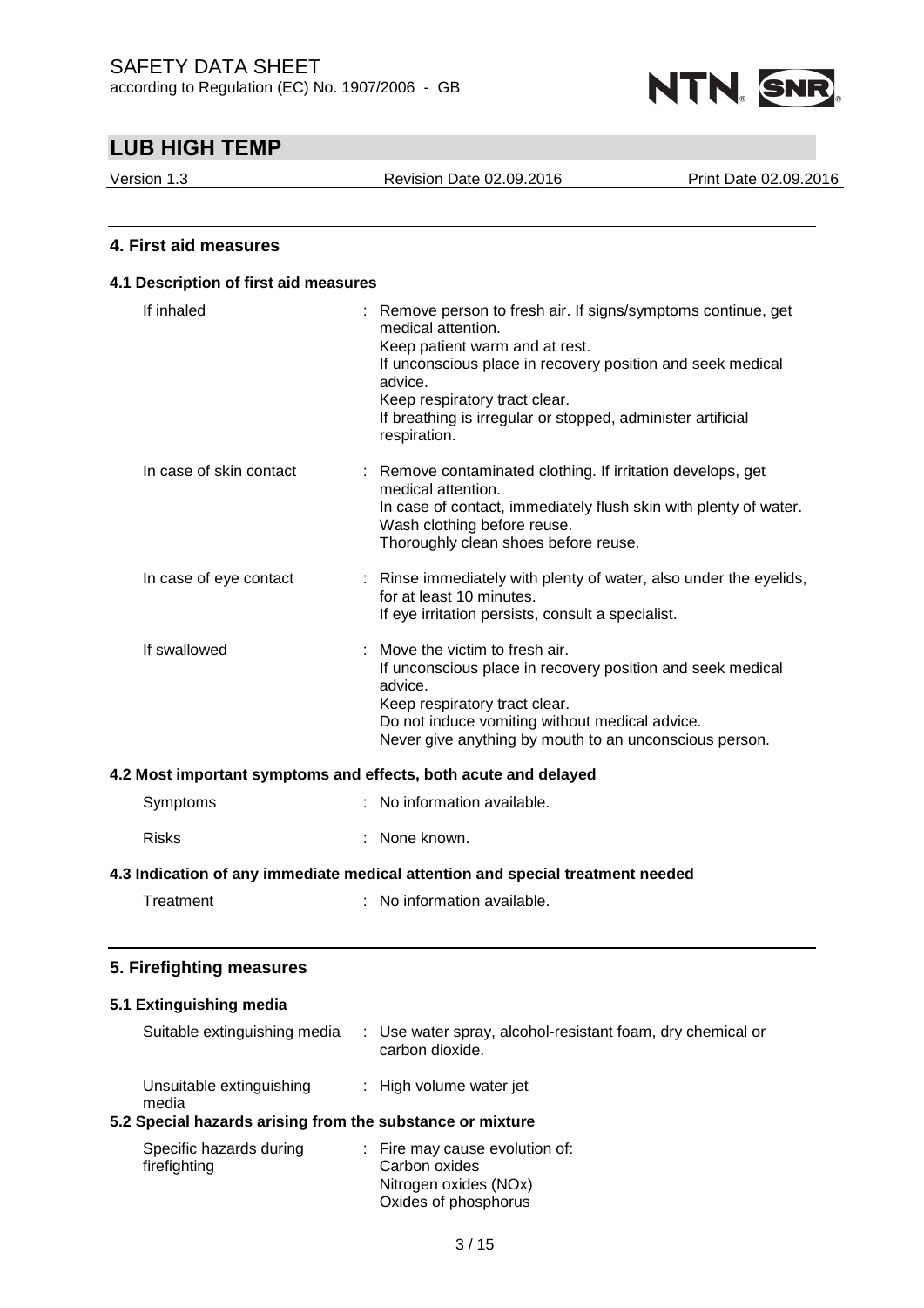## 4. First aid measures

### 4.1 Description of first aid measures

| | |
|---|---|
| If inhaled | : Remove person to fresh air. If signs/symptoms continue, get medical attention.<br>Keep patient warm and at rest.<br>If unconscious place in recovery position and seek medical advice.<br>Keep respiratory tract clear.<br>If breathing is irregular or stopped, administer artificial respiration. |
| In case of skin contact | : Remove contaminated clothing. If irritation develops, get medical attention.<br>In case of contact, immediately flush skin with plenty of water.<br>Wash clothing before reuse.<br>Thoroughly clean shoes before reuse. |
| In case of eye contact | : Rinse immediately with plenty of water, also under the eyelids, for at least 10 minutes.<br>If eye irritation persists, consult a specialist. |
| If swallowed | : Move the victim to fresh air.<br>If unconscious place in recovery position and seek medical advice.<br>Keep respiratory tract clear.<br>Do not induce vomiting without medical advice.<br>Never give anything by mouth to an unconscious person. |

### 4.2 Most important symptoms and effects, both acute and delayed

| | |
|---|---|
| Symptoms | : No information available. |
| Risks | : None known. |

### 4.3 Indication of any immediate medical attention and special treatment needed

| | |
|---|---|
| Treatment | : No information available. |

## 5. Firefighting measures

### 5.1 Extinguishing media

| | |
|---|---|
| Suitable extinguishing media | : Use water spray, alcohol-resistant foam, dry chemical or carbon dioxide. |
| Unsuitable extinguishing media | : High volume water jet |

### 5.2 Special hazards arising from the substance or mixture

| | |
|---|---|
| Specific hazards during firefighting | : Fire may cause evolution of:<br>Carbon oxides<br>Nitrogen oxides (NOx)<br>Oxides of phosphorus |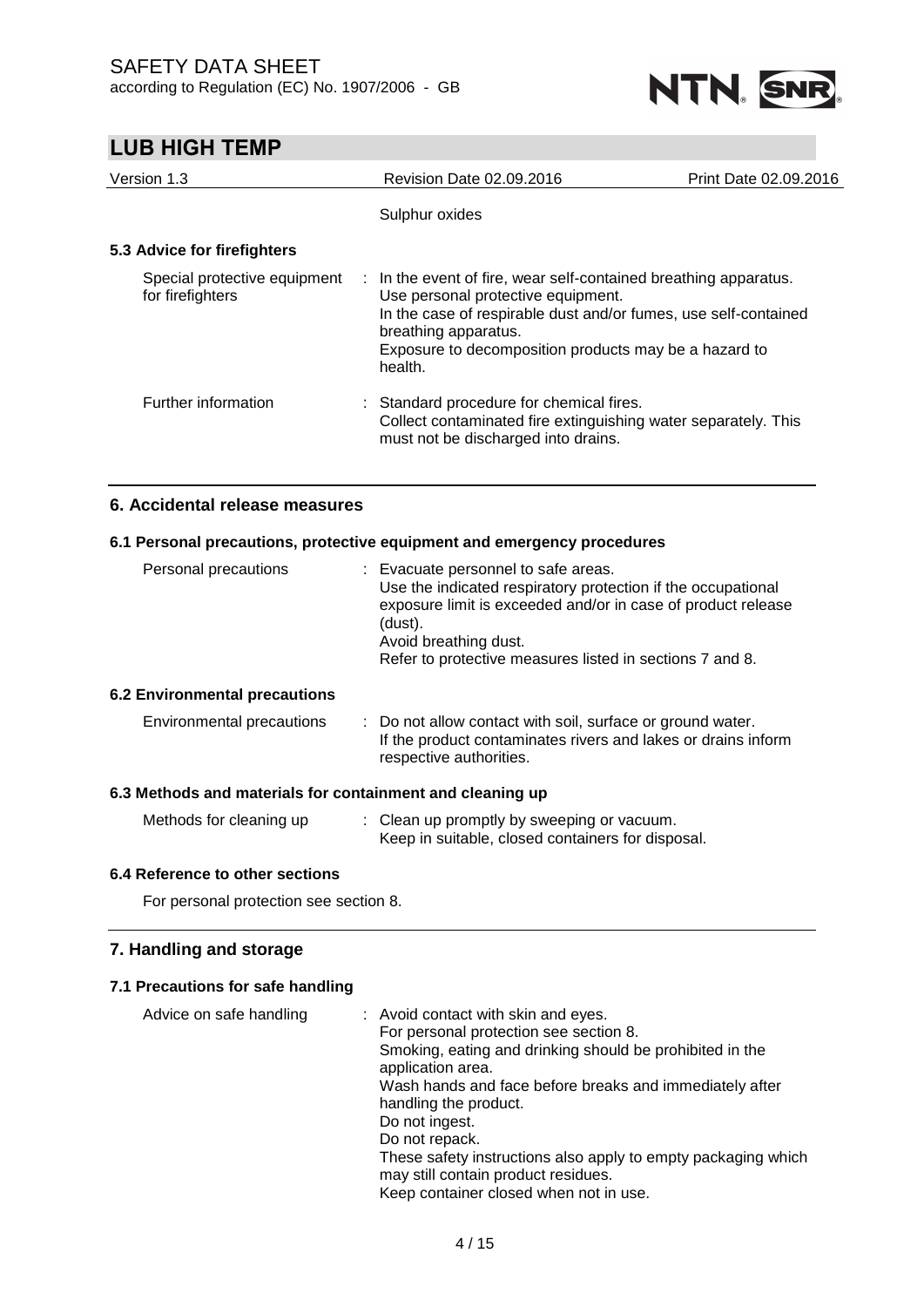Sulphur oxides

### 5.3 Advice for firefighters

| | |
|---|---|
| Special protective equipment for firefighters | : In the event of fire, wear self-contained breathing apparatus.<br>Use personal protective equipment.<br>In the case of respirable dust and/or fumes, use self-contained breathing apparatus.<br>Exposure to decomposition products may be a hazard to health. |
| Further information | : Standard procedure for chemical fires.<br>Collect contaminated fire extinguishing water separately. This must not be discharged into drains. |

## 6. Accidental release measures

### 6.1 Personal precautions, protective equipment and emergency procedures

| | |
|---|---|
| Personal precautions | : Evacuate personnel to safe areas.<br>Use the indicated respiratory protection if the occupational exposure limit is exceeded and/or in case of product release (dust).<br>Avoid breathing dust.<br>Refer to protective measures listed in sections 7 and 8. |

### 6.2 Environmental precautions

| | |
|---|---|
| Environmental precautions | : Do not allow contact with soil, surface or ground water.<br>If the product contaminates rivers and lakes or drains inform respective authorities. |

### 6.3 Methods and materials for containment and cleaning up

| | |
|---|---|
| Methods for cleaning up | : Clean up promptly by sweeping or vacuum.<br>Keep in suitable, closed containers for disposal. |

### 6.4 Reference to other sections

For personal protection see section 8.

## 7. Handling and storage

### 7.1 Precautions for safe handling

| | |
|---|---|
| Advice on safe handling | : Avoid contact with skin and eyes.<br>For personal protection see section 8.<br>Smoking, eating and drinking should be prohibited in the application area.<br>Wash hands and face before breaks and immediately after handling the product.<br>Do not ingest.<br>Do not repack.<br>These safety instructions also apply to empty packaging which may still contain product residues.<br>Keep container closed when not in use. |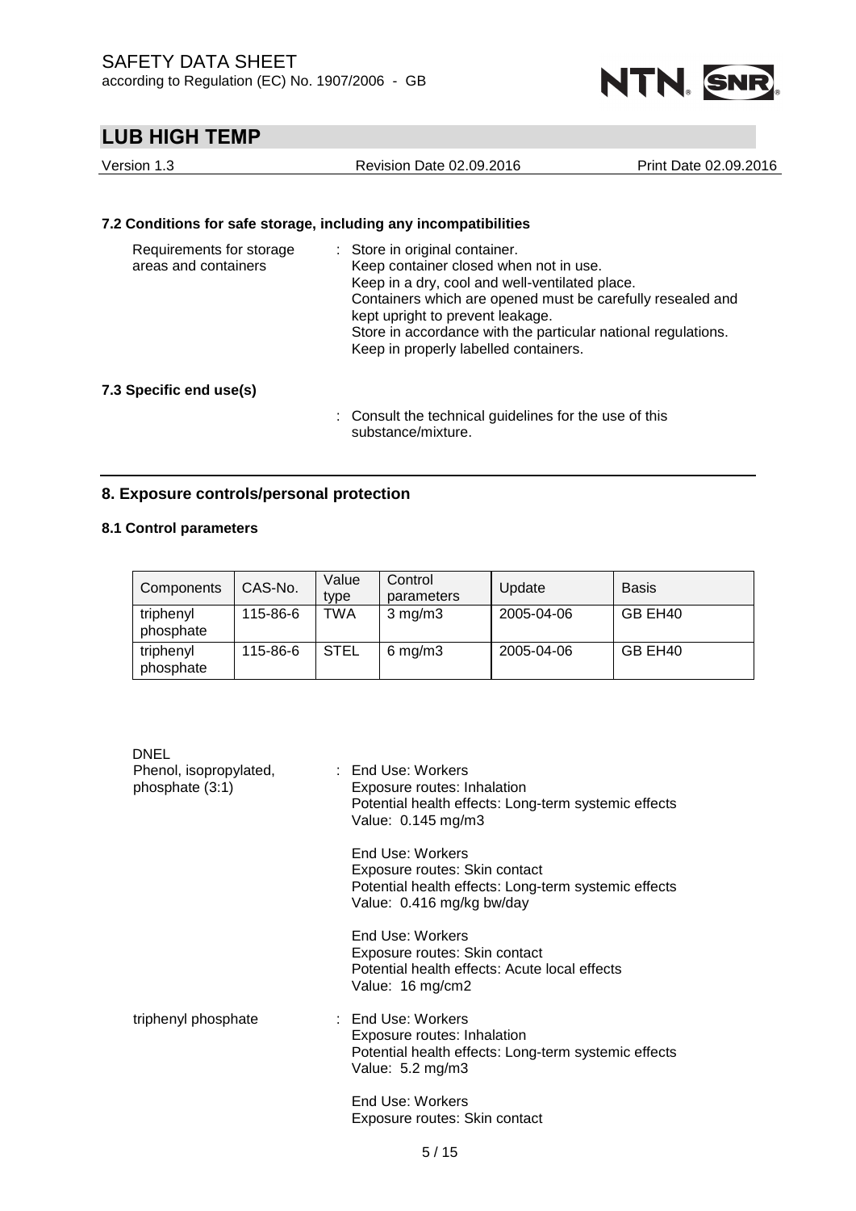### 7.2 Conditions for safe storage, including any incompatibilities

Requirements for storage areas and containers : Store in original container.
Keep container closed when not in use.
Keep in a dry, cool and well-ventilated place.
Containers which are opened must be carefully resealed and kept upright to prevent leakage.
Store in accordance with the particular national regulations.
Keep in properly labelled containers.

### 7.3 Specific end use(s)

: Consult the technical guidelines for the use of this substance/mixture.

## 8. Exposure controls/personal protection

### 8.1 Control parameters

| Components | CAS-No. | Value type | Control parameters | Update | Basis |
|---|---|---|---|---|---|
| triphenyl phosphate | 115-86-6 | TWA | 3 mg/m3 | 2005-04-06 | GB EH40 |
| triphenyl phosphate | 115-86-6 | STEL | 6 mg/m3 | 2005-04-06 | GB EH40 |

DNEL

Phenol, isopropylated, phosphate (3:1) : End Use: Workers
Exposure routes: Inhalation
Potential health effects: Long-term systemic effects
Value: 0.145 mg/m3

End Use: Workers
Exposure routes: Skin contact
Potential health effects: Long-term systemic effects
Value: 0.416 mg/kg bw/day

End Use: Workers
Exposure routes: Skin contact
Potential health effects: Acute local effects
Value: 16 mg/cm2

triphenyl phosphate : End Use: Workers
Exposure routes: Inhalation
Potential health effects: Long-term systemic effects
Value: 5.2 mg/m3

End Use: Workers
Exposure routes: Skin contact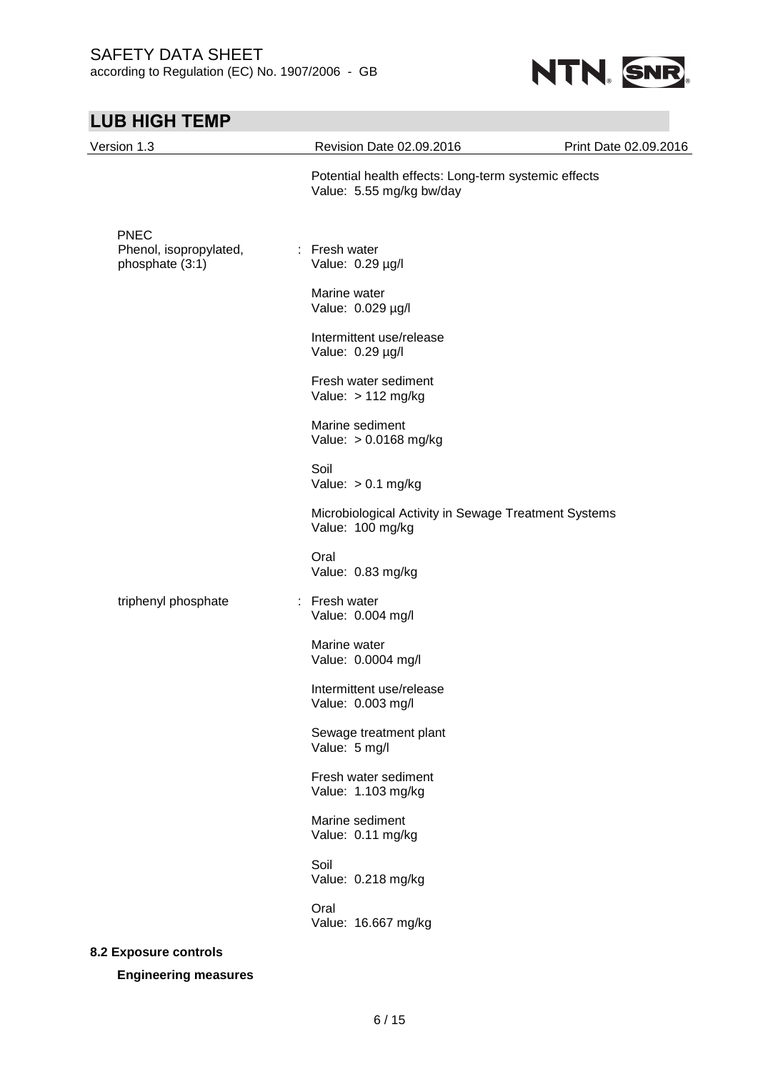Potential health effects: Long-term systemic effects
Value: 5.55 mg/kg bw/day

**PNEC**

| Substance | Compartment | Value |
|---|---|---|
| Phenol, isopropylated, phosphate (3:1) | Fresh water | 0.29 µg/l |
| | Marine water | 0.029 µg/l |
| | Intermittent use/release | 0.29 µg/l |
| | Fresh water sediment | > 112 mg/kg |
| | Marine sediment | > 0.0168 mg/kg |
| | Soil | > 0.1 mg/kg |
| | Microbiological Activity in Sewage Treatment Systems | 100 mg/kg |
| | Oral | 0.83 mg/kg |
| triphenyl phosphate | Fresh water | 0.004 mg/l |
| | Marine water | 0.0004 mg/l |
| | Intermittent use/release | 0.003 mg/l |
| | Sewage treatment plant | 5 mg/l |
| | Fresh water sediment | 1.103 mg/kg |
| | Marine sediment | 0.11 mg/kg |
| | Soil | 0.218 mg/kg |
| | Oral | 16.667 mg/kg |

## 8.2 Exposure controls

**Engineering measures**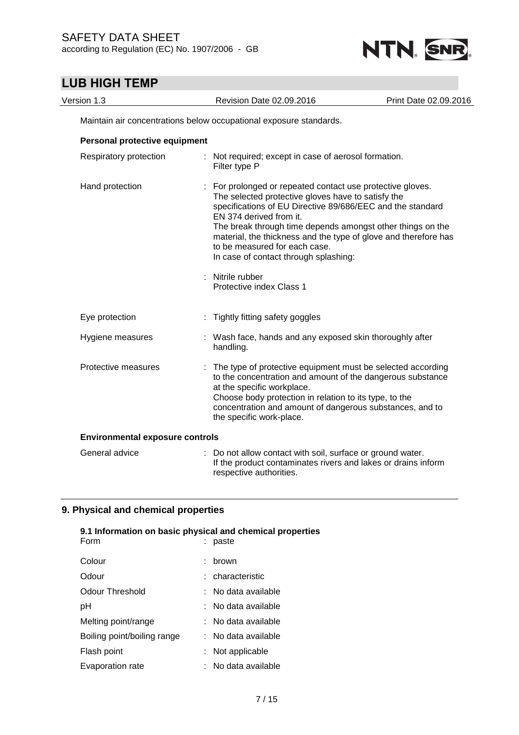Maintain air concentrations below occupational exposure standards.

**Personal protective equipment**

| | |
|---|---|
| Respiratory protection | : Not required; except in case of aerosol formation. Filter type P |
| Hand protection | : For prolonged or repeated contact use protective gloves. The selected protective gloves have to satisfy the specifications of EU Directive 89/686/EEC and the standard EN 374 derived from it. The break through time depends amongst other things on the material, the thickness and the type of glove and therefore has to be measured for each case. In case of contact through splashing: |
| | : Nitrile rubber Protective index Class 1 |
| Eye protection | : Tightly fitting safety goggles |
| Hygiene measures | : Wash face, hands and any exposed skin thoroughly after handling. |
| Protective measures | : The type of protective equipment must be selected according to the concentration and amount of the dangerous substance at the specific workplace. Choose body protection in relation to its type, to the concentration and amount of dangerous substances, and to the specific work-place. |

**Environmental exposure controls**

| | |
|---|---|
| General advice | : Do not allow contact with soil, surface or ground water. If the product contaminates rivers and lakes or drains inform respective authorities. |

## 9. Physical and chemical properties

### 9.1 Information on basic physical and chemical properties

| | |
|---|---|
| Form | : paste |
| Colour | : brown |
| Odour | : characteristic |
| Odour Threshold | : No data available |
| pH | : No data available |
| Melting point/range | : No data available |
| Boiling point/boiling range | : No data available |
| Flash point | : Not applicable |
| Evaporation rate | : No data available |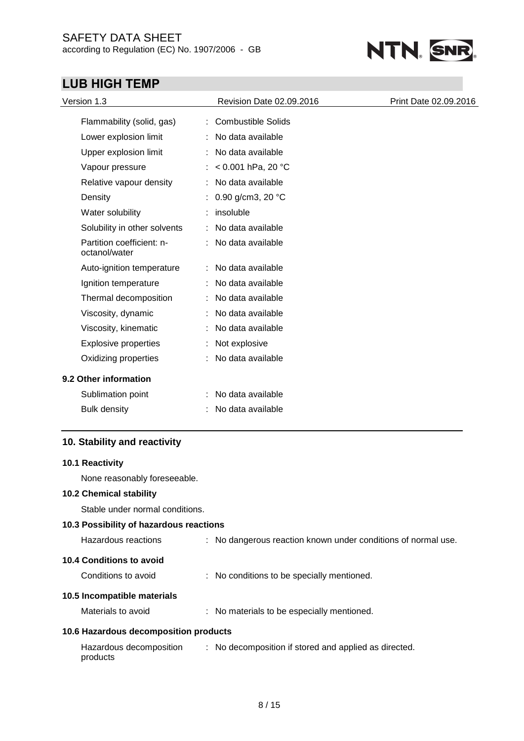| | |
|---|---|
| Flammability (solid, gas) | : Combustible Solids |
| Lower explosion limit | : No data available |
| Upper explosion limit | : No data available |
| Vapour pressure | : < 0.001 hPa, 20 °C |
| Relative vapour density | : No data available |
| Density | : 0.90 g/cm3, 20 °C |
| Water solubility | : insoluble |
| Solubility in other solvents | : No data available |
| Partition coefficient: n-octanol/water | : No data available |
| Auto-ignition temperature | : No data available |
| Ignition temperature | : No data available |
| Thermal decomposition | : No data available |
| Viscosity, dynamic | : No data available |
| Viscosity, kinematic | : No data available |
| Explosive properties | : Not explosive |
| Oxidizing properties | : No data available |

### 9.2 Other information

| | |
|---|---|
| Sublimation point | : No data available |
| Bulk density | : No data available |

## 10. Stability and reactivity

### 10.1 Reactivity

None reasonably foreseeable.

### 10.2 Chemical stability

Stable under normal conditions.

### 10.3 Possibility of hazardous reactions

Hazardous reactions : No dangerous reaction known under conditions of normal use.

### 10.4 Conditions to avoid

Conditions to avoid : No conditions to be specially mentioned.

### 10.5 Incompatible materials

Materials to avoid : No materials to be especially mentioned.

### 10.6 Hazardous decomposition products

Hazardous decomposition products : No decomposition if stored and applied as directed.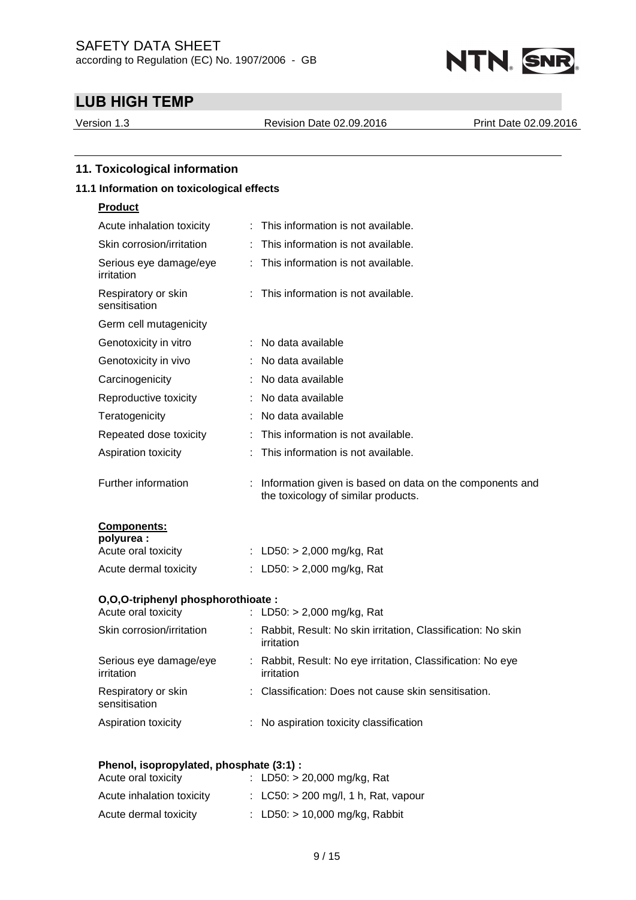## 11. Toxicological information

### 11.1 Information on toxicological effects

**Product**

| | |
|---|---|
| Acute inhalation toxicity | : This information is not available. |
| Skin corrosion/irritation | : This information is not available. |
| Serious eye damage/eye irritation | : This information is not available. |
| Respiratory or skin sensitisation | : This information is not available. |
| Germ cell mutagenicity | |
| Genotoxicity in vitro | : No data available |
| Genotoxicity in vivo | : No data available |
| Carcinogenicity | : No data available |
| Reproductive toxicity | : No data available |
| Teratogenicity | : No data available |
| Repeated dose toxicity | : This information is not available. |
| Aspiration toxicity | : This information is not available. |
| Further information | : Information given is based on data on the components and the toxicology of similar products. |

**Components:**

**polyurea :**

| | |
|---|---|
| Acute oral toxicity | : LD50: > 2,000 mg/kg, Rat |
| Acute dermal toxicity | : LD50: > 2,000 mg/kg, Rat |

**O,O,O-triphenyl phosphorothioate :**

| | |
|---|---|
| Acute oral toxicity | : LD50: > 2,000 mg/kg, Rat |
| Skin corrosion/irritation | : Rabbit, Result: No skin irritation, Classification: No skin irritation |
| Serious eye damage/eye irritation | : Rabbit, Result: No eye irritation, Classification: No eye irritation |
| Respiratory or skin sensitisation | : Classification: Does not cause skin sensitisation. |
| Aspiration toxicity | : No aspiration toxicity classification |

**Phenol, isopropylated, phosphate (3:1) :**

| | |
|---|---|
| Acute oral toxicity | : LD50: > 20,000 mg/kg, Rat |
| Acute inhalation toxicity | : LC50: > 200 mg/l, 1 h, Rat, vapour |
| Acute dermal toxicity | : LD50: > 10,000 mg/kg, Rabbit |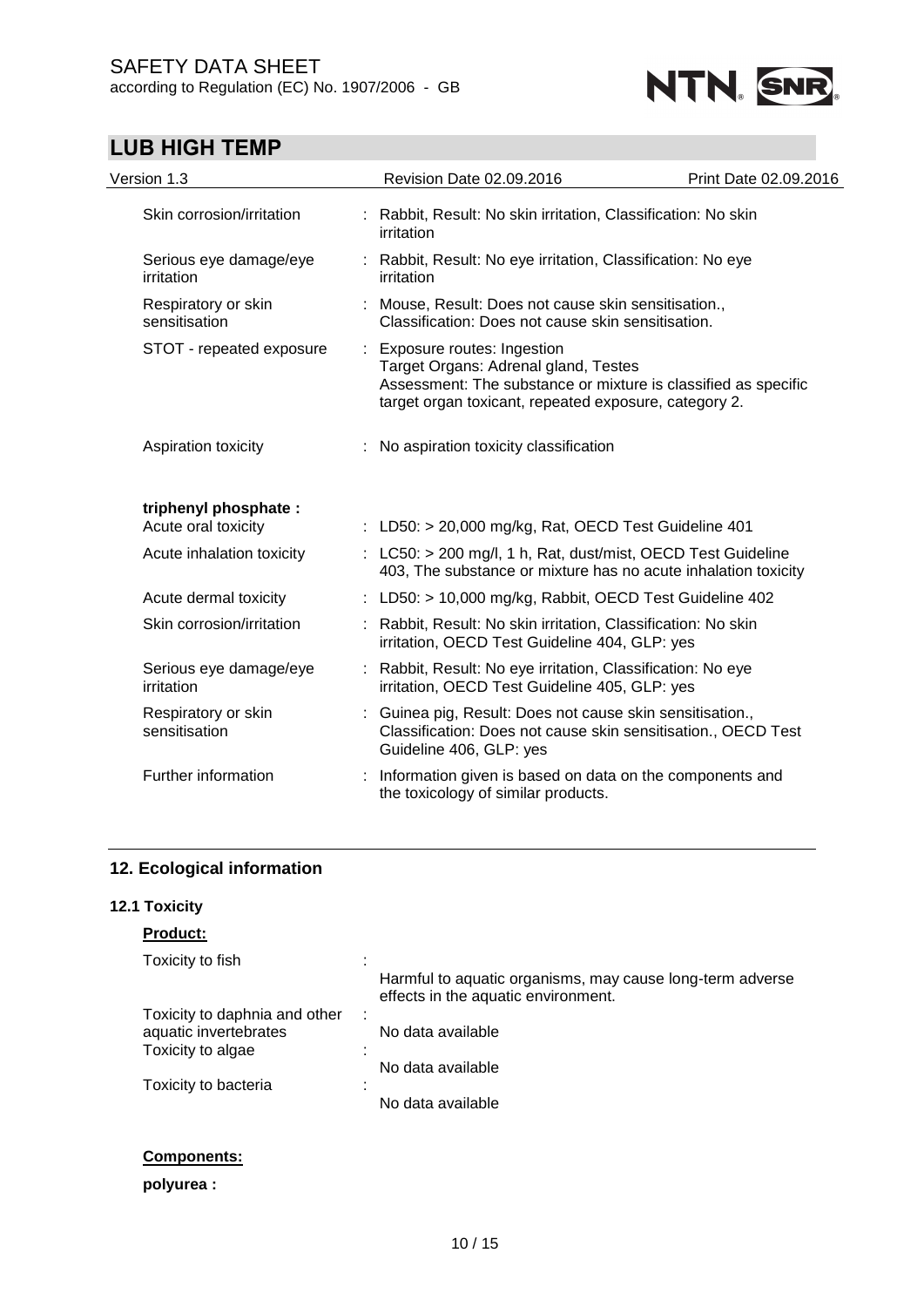| | |
|---|---|
| Skin corrosion/irritation | : Rabbit, Result: No skin irritation, Classification: No skin irritation |
| Serious eye damage/eye irritation | : Rabbit, Result: No eye irritation, Classification: No eye irritation |
| Respiratory or skin sensitisation | : Mouse, Result: Does not cause skin sensitisation., Classification: Does not cause skin sensitisation. |
| STOT - repeated exposure | : Exposure routes: Ingestion<br>Target Organs: Adrenal gland, Testes<br>Assessment: The substance or mixture is classified as specific target organ toxicant, repeated exposure, category 2. |
| Aspiration toxicity | : No aspiration toxicity classification |

**triphenyl phosphate :**

| | |
|---|---|
| Acute oral toxicity | : LD50: > 20,000 mg/kg, Rat, OECD Test Guideline 401 |
| Acute inhalation toxicity | : LC50: > 200 mg/l, 1 h, Rat, dust/mist, OECD Test Guideline 403, The substance or mixture has no acute inhalation toxicity |
| Acute dermal toxicity | : LD50: > 10,000 mg/kg, Rabbit, OECD Test Guideline 402 |
| Skin corrosion/irritation | : Rabbit, Result: No skin irritation, Classification: No skin irritation, OECD Test Guideline 404, GLP: yes |
| Serious eye damage/eye irritation | : Rabbit, Result: No eye irritation, Classification: No eye irritation, OECD Test Guideline 405, GLP: yes |
| Respiratory or skin sensitisation | : Guinea pig, Result: Does not cause skin sensitisation., Classification: Does not cause skin sensitisation., OECD Test Guideline 406, GLP: yes |
| Further information | : Information given is based on data on the components and the toxicology of similar products. |

## 12. Ecological information

### 12.1 Toxicity

**Product:**

| | |
|---|---|
| Toxicity to fish | : Harmful to aquatic organisms, may cause long-term adverse effects in the aquatic environment. |
| Toxicity to daphnia and other aquatic invertebrates | : No data available |
| Toxicity to algae | : No data available |
| Toxicity to bacteria | : No data available |

**Components:**

**polyurea :**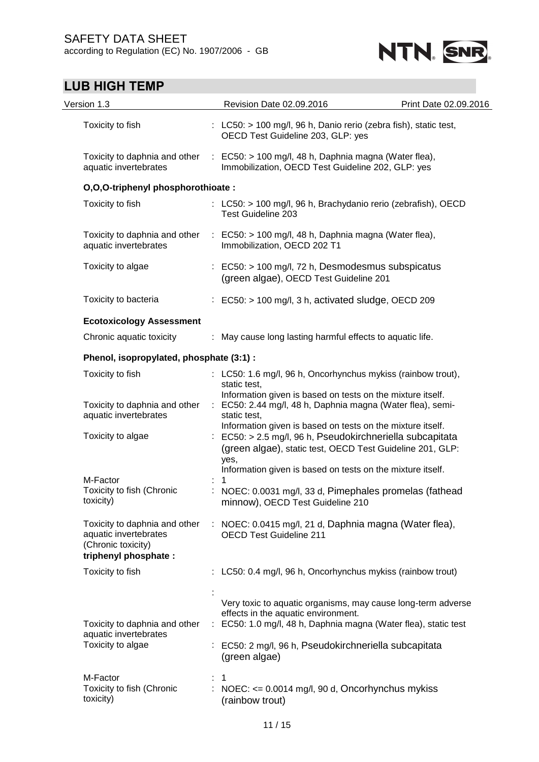| | | |
|---|---|---|
| Toxicity to fish | : | LC50: > 100 mg/l, 96 h, Danio rerio (zebra fish), static test, OECD Test Guideline 203, GLP: yes |
| Toxicity to daphnia and other aquatic invertebrates | : | EC50: > 100 mg/l, 48 h, Daphnia magna (Water flea), Immobilization, OECD Test Guideline 202, GLP: yes |

**O,O,O-triphenyl phosphorothioate :**

| | | |
|---|---|---|
| Toxicity to fish | : | LC50: > 100 mg/l, 96 h, Brachydanio rerio (zebrafish), OECD Test Guideline 203 |
| Toxicity to daphnia and other aquatic invertebrates | : | EC50: > 100 mg/l, 48 h, Daphnia magna (Water flea), Immobilization, OECD 202 T1 |
| Toxicity to algae | : | EC50: > 100 mg/l, 72 h, Desmodesmus subspicatus (green algae), OECD Test Guideline 201 |
| Toxicity to bacteria | : | EC50: > 100 mg/l, 3 h, activated sludge, OECD 209 |

**Ecotoxicology Assessment**

| | | |
|---|---|---|
| Chronic aquatic toxicity | : | May cause long lasting harmful effects to aquatic life. |

**Phenol, isopropylated, phosphate (3:1) :**

| | | |
|---|---|---|
| Toxicity to fish | : | LC50: 1.6 mg/l, 96 h, Oncorhynchus mykiss (rainbow trout), static test, Information given is based on tests on the mixture itself. |
| Toxicity to daphnia and other aquatic invertebrates | : | EC50: 2.44 mg/l, 48 h, Daphnia magna (Water flea), semi-static test, Information given is based on tests on the mixture itself. |
| Toxicity to algae | : | EC50: > 2.5 mg/l, 96 h, Pseudokirchneriella subcapitata (green algae), static test, OECD Test Guideline 201, GLP: yes, Information given is based on tests on the mixture itself. |
| M-Factor | : | 1 |
| Toxicity to fish (Chronic toxicity) | : | NOEC: 0.0031 mg/l, 33 d, Pimephales promelas (fathead minnow), OECD Test Guideline 210 |
| Toxicity to daphnia and other aquatic invertebrates (Chronic toxicity) | : | NOEC: 0.0415 mg/l, 21 d, Daphnia magna (Water flea), OECD Test Guideline 211 |

**triphenyl phosphate :**

| | | |
|---|---|---|
| Toxicity to fish | : | LC50: 0.4 mg/l, 96 h, Oncorhynchus mykiss (rainbow trout) |
| | : | Very toxic to aquatic organisms, may cause long-term adverse effects in the aquatic environment. |
| Toxicity to daphnia and other aquatic invertebrates | : | EC50: 1.0 mg/l, 48 h, Daphnia magna (Water flea), static test |
| Toxicity to algae | : | EC50: 2 mg/l, 96 h, Pseudokirchneriella subcapitata (green algae) |
| M-Factor | : | 1 |
| Toxicity to fish (Chronic toxicity) | : | NOEC: <= 0.0014 mg/l, 90 d, Oncorhynchus mykiss (rainbow trout) |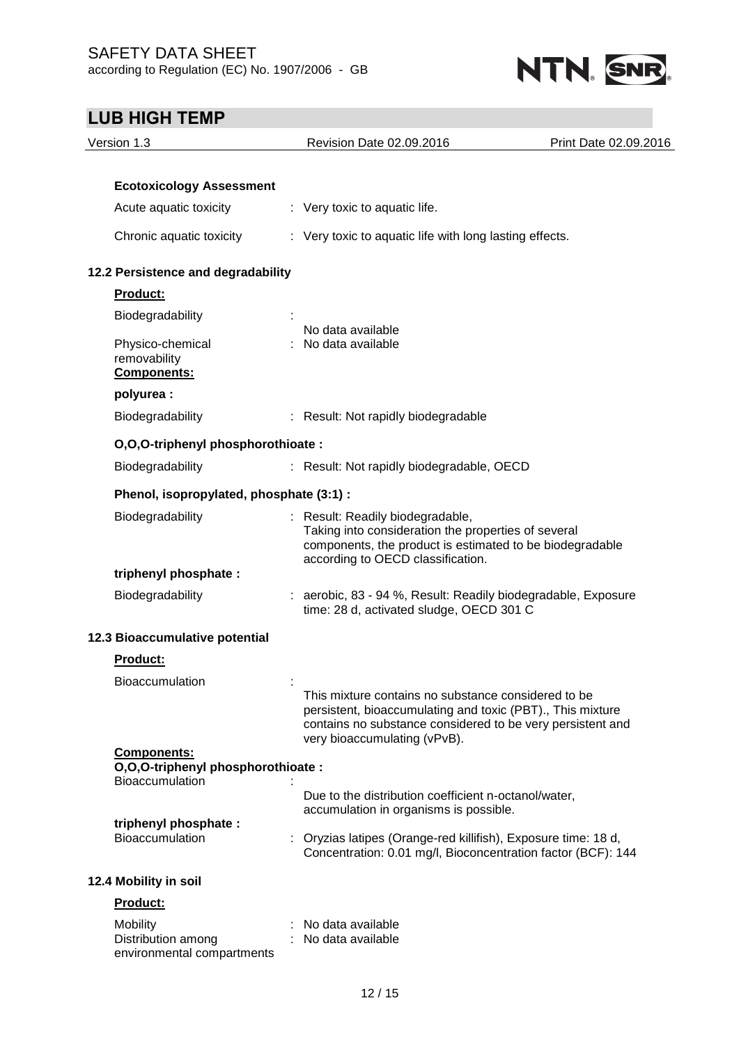**Ecotoxicology Assessment**

Acute aquatic toxicity : Very toxic to aquatic life.

Chronic aquatic toxicity : Very toxic to aquatic life with long lasting effects.

### 12.2 Persistence and degradability

**Product:**

Biodegradability : No data available

Physico-chemical removability : No data available

**Components:**

**polyurea :**

Biodegradability : Result: Not rapidly biodegradable

**O,O,O-triphenyl phosphorothioate :**

Biodegradability : Result: Not rapidly biodegradable, OECD

**Phenol, isopropylated, phosphate (3:1) :**

Biodegradability : Result: Readily biodegradable, Taking into consideration the properties of several components, the product is estimated to be biodegradable according to OECD classification.

**triphenyl phosphate :**

Biodegradability : aerobic, 83 - 94 %, Result: Readily biodegradable, Exposure time: 28 d, activated sludge, OECD 301 C

### 12.3 Bioaccumulative potential

**Product:**

Bioaccumulation : This mixture contains no substance considered to be persistent, bioaccumulating and toxic (PBT)., This mixture contains no substance considered to be very persistent and very bioaccumulating (vPvB).

**Components:**

**O,O,O-triphenyl phosphorothioate :**

Bioaccumulation : Due to the distribution coefficient n-octanol/water, accumulation in organisms is possible.

**triphenyl phosphate :**

Bioaccumulation : Oryzias latipes (Orange-red killifish), Exposure time: 18 d, Concentration: 0.01 mg/l, Bioconcentration factor (BCF): 144

### 12.4 Mobility in soil

**Product:**

Mobility : No data available

Distribution among environmental compartments : No data available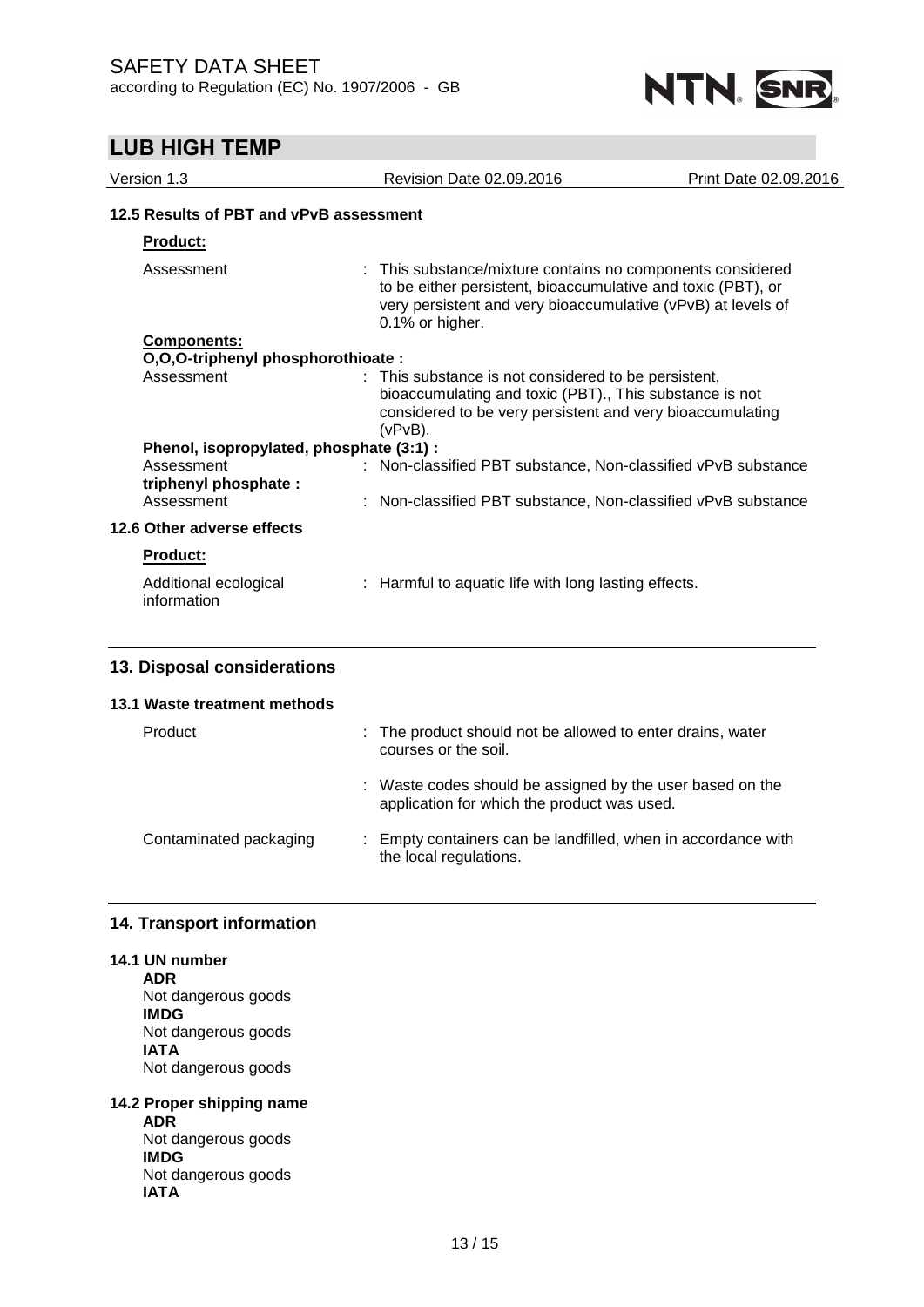### 12.5 Results of PBT and vPvB assessment

**Product:**

Assessment : This substance/mixture contains no components considered to be either persistent, bioaccumulative and toxic (PBT), or very persistent and very bioaccumulative (vPvB) at levels of 0.1% or higher.

**Components:**

**O,O,O-triphenyl phosphorothioate :**

Assessment : This substance is not considered to be persistent, bioaccumulating and toxic (PBT)., This substance is not considered to be very persistent and very bioaccumulating (vPvB).

**Phenol, isopropylated, phosphate (3:1) :**

Assessment : Non-classified PBT substance, Non-classified vPvB substance

**triphenyl phosphate :**

Assessment : Non-classified PBT substance, Non-classified vPvB substance

### 12.6 Other adverse effects

**Product:**

Additional ecological information : Harmful to aquatic life with long lasting effects.

## 13. Disposal considerations

### 13.1 Waste treatment methods

Product : The product should not be allowed to enter drains, water courses or the soil.

: Waste codes should be assigned by the user based on the application for which the product was used.

Contaminated packaging : Empty containers can be landfilled, when in accordance with the local regulations.

## 14. Transport information

### 14.1 UN number

**ADR**
Not dangerous goods
**IMDG**
Not dangerous goods
**IATA**
Not dangerous goods

### 14.2 Proper shipping name

**ADR**
Not dangerous goods
**IMDG**
Not dangerous goods
**IATA**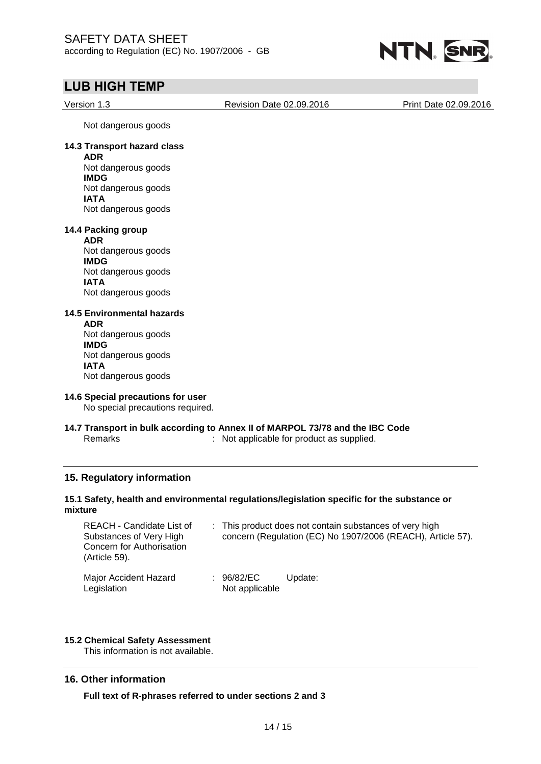Not dangerous goods

**14.3 Transport hazard class**

**ADR**
Not dangerous goods
**IMDG**
Not dangerous goods
**IATA**
Not dangerous goods

**14.4 Packing group**

**ADR**
Not dangerous goods
**IMDG**
Not dangerous goods
**IATA**
Not dangerous goods

**14.5 Environmental hazards**

**ADR**
Not dangerous goods
**IMDG**
Not dangerous goods
**IATA**
Not dangerous goods

**14.6 Special precautions for user**

No special precautions required.

**14.7 Transport in bulk according to Annex II of MARPOL 73/78 and the IBC Code**

Remarks : Not applicable for product as supplied.

## 15. Regulatory information

**15.1 Safety, health and environmental regulations/legislation specific for the substance or mixture**

REACH - Candidate List of Substances of Very High Concern for Authorisation (Article 59). : This product does not contain substances of very high concern (Regulation (EC) No 1907/2006 (REACH), Article 57).

Major Accident Hazard Legislation : 96/82/EC Update: Not applicable

**15.2 Chemical Safety Assessment**

This information is not available.

## 16. Other information

**Full text of R-phrases referred to under sections 2 and 3**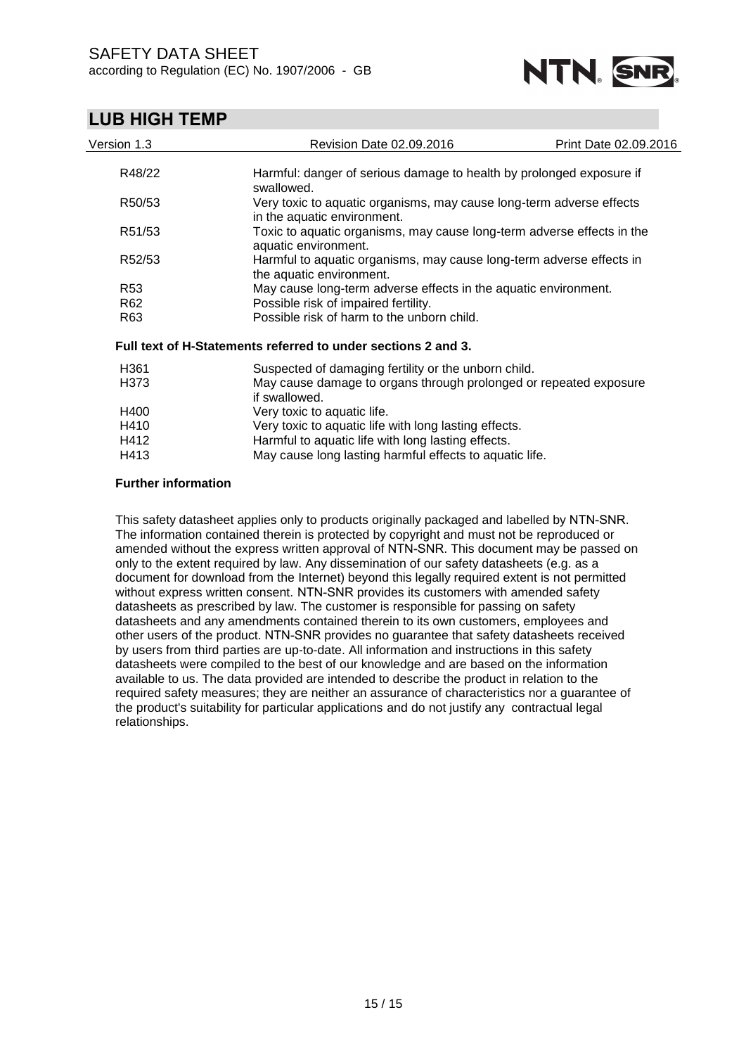| | |
|---|---|
| R48/22 | Harmful: danger of serious damage to health by prolonged exposure if swallowed. |
| R50/53 | Very toxic to aquatic organisms, may cause long-term adverse effects in the aquatic environment. |
| R51/53 | Toxic to aquatic organisms, may cause long-term adverse effects in the aquatic environment. |
| R52/53 | Harmful to aquatic organisms, may cause long-term adverse effects in the aquatic environment. |
| R53 | May cause long-term adverse effects in the aquatic environment. |
| R62 | Possible risk of impaired fertility. |
| R63 | Possible risk of harm to the unborn child. |

**Full text of H-Statements referred to under sections 2 and 3.**

| | |
|---|---|
| H361 | Suspected of damaging fertility or the unborn child. |
| H373 | May cause damage to organs through prolonged or repeated exposure if swallowed. |
| H400 | Very toxic to aquatic life. |
| H410 | Very toxic to aquatic life with long lasting effects. |
| H412 | Harmful to aquatic life with long lasting effects. |
| H413 | May cause long lasting harmful effects to aquatic life. |

**Further information**

This safety datasheet applies only to products originally packaged and labelled by NTN-SNR. The information contained therein is protected by copyright and must not be reproduced or amended without the express written approval of NTN-SNR. This document may be passed on only to the extent required by law. Any dissemination of our safety datasheets (e.g. as a document for download from the Internet) beyond this legally required extent is not permitted without express written consent. NTN-SNR provides its customers with amended safety datasheets as prescribed by law. The customer is responsible for passing on safety datasheets and any amendments contained therein to its own customers, employees and other users of the product. NTN-SNR provides no guarantee that safety datasheets received by users from third parties are up-to-date. All information and instructions in this safety datasheets were compiled to the best of our knowledge and are based on the information available to us. The data provided are intended to describe the product in relation to the required safety measures; they are neither an assurance of characteristics nor a guarantee of the product's suitability for particular applications and do not justify any contractual legal relationships.